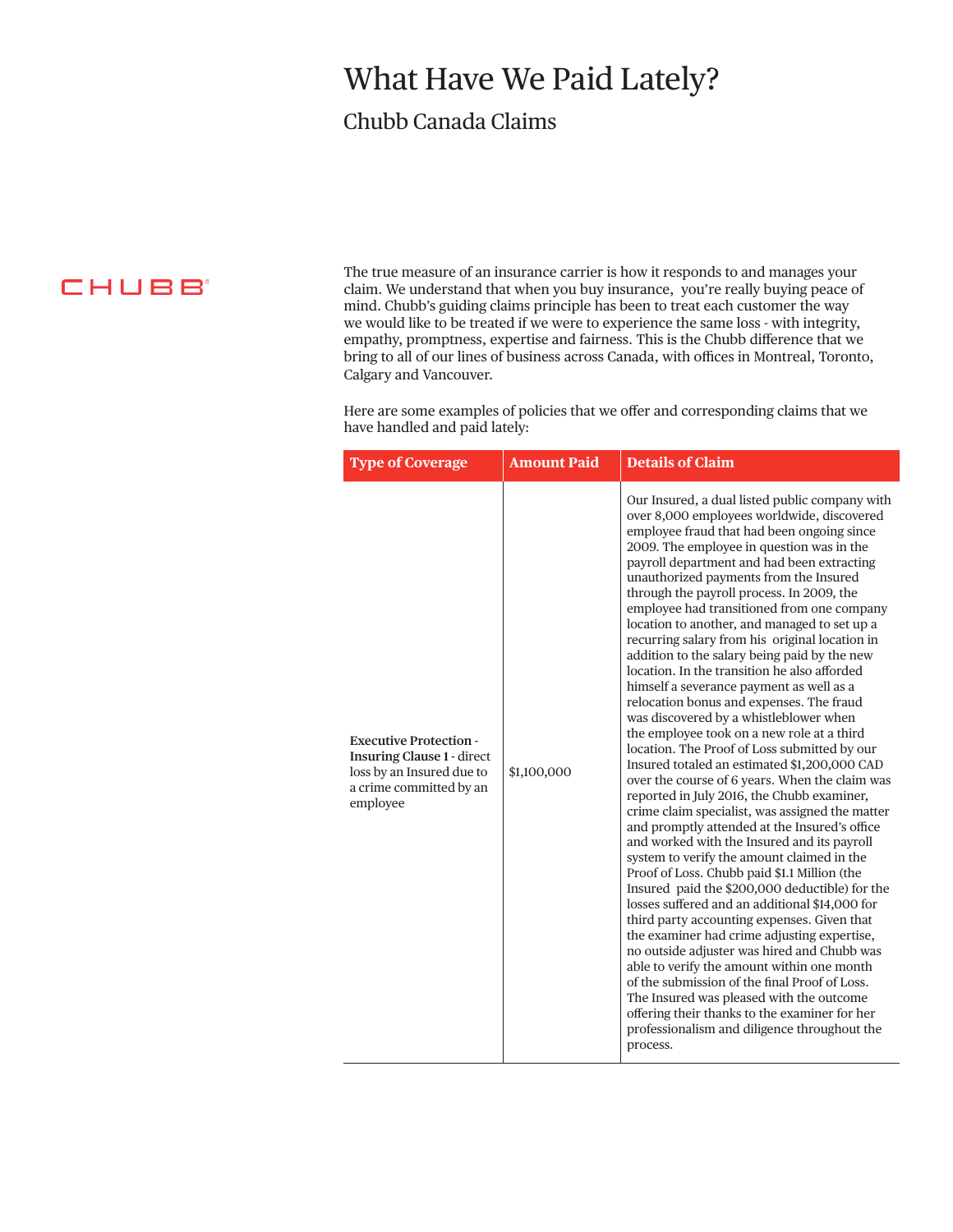# What Have We Paid Lately?

## Chubb Canada Claims

CHUBB

The true measure of an insurance carrier is how it responds to and manages your claim. We understand that when you buy insurance, you're really buying peace of mind. Chubb's guiding claims principle has been to treat each customer the way we would like to be treated if we were to experience the same loss - with integrity, empathy, promptness, expertise and fairness. This is the Chubb difference that we bring to all of our lines of business across Canada, with offices in Montreal, Toronto, Calgary and Vancouver.

Here are some examples of policies that we offer and corresponding claims that we have handled and paid lately:

| Type of Coverage | Amount Paid | Details of Claim |
|---|---|---|
| **Executive Protection - Insuring Clause 1** - direct loss by an Insured due to a crime committed by an employee | $1,100,000 | Our Insured, a dual listed public company with over 8,000 employees worldwide, discovered employee fraud that had been ongoing since 2009. The employee in question was in the payroll department and had been extracting unauthorized payments from the Insured through the payroll process. In 2009, the employee had transitioned from one company location to another, and managed to set up a recurring salary from his original location in addition to the salary being paid by the new location. In the transition he also afforded himself a severance payment as well as a relocation bonus and expenses. The fraud was discovered by a whistleblower when the employee took on a new role at a third location. The Proof of Loss submitted by our Insured totaled an estimated $1,200,000 CAD over the course of 6 years. When the claim was reported in July 2016, the Chubb examiner, crime claim specialist, was assigned the matter and promptly attended at the Insured's office and worked with the Insured and its payroll system to verify the amount claimed in the Proof of Loss. Chubb paid $1.1 Million (the Insured paid the $200,000 deductible) for the losses suffered and an additional $14,000 for third party accounting expenses. Given that the examiner had crime adjusting expertise, no outside adjuster was hired and Chubb was able to verify the amount within one month of the submission of the final Proof of Loss. The Insured was pleased with the outcome offering their thanks to the examiner for her professionalism and diligence throughout the process. |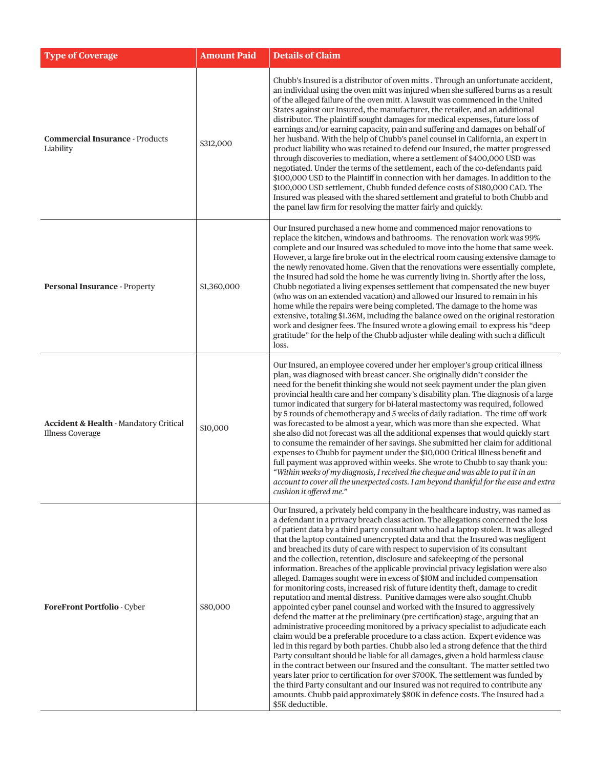| Type of Coverage | Amount Paid | Details of Claim |
|---|---|---|
| **Commercial Insurance** - Products Liability | $312,000 | Chubb's Insured is a distributor of oven mitts . Through an unfortunate accident, an individual using the oven mitt was injured when she suffered burns as a result of the alleged failure of the oven mitt. A lawsuit was commenced in the United States against our Insured, the manufacturer, the retailer, and an additional distributor. The plaintiff sought damages for medical expenses, future loss of earnings and/or earning capacity, pain and suffering and damages on behalf of her husband. With the help of Chubb's panel counsel in California, an expert in product liability who was retained to defend our Insured, the matter progressed through discoveries to mediation, where a settlement of $400,000 USD was negotiated. Under the terms of the settlement, each of the co-defendants paid $100,000 USD to the Plaintiff in connection with her damages. In addition to the $100,000 USD settlement, Chubb funded defence costs of $180,000 CAD. The Insured was pleased with the shared settlement and grateful to both Chubb and the panel law firm for resolving the matter fairly and quickly. |
| **Personal Insurance** - Property | $1,360,000 | Our Insured purchased a new home and commenced major renovations to replace the kitchen, windows and bathrooms. The renovation work was 99% complete and our Insured was scheduled to move into the home that same week. However, a large fire broke out in the electrical room causing extensive damage to the newly renovated home. Given that the renovations were essentially complete, the Insured had sold the home he was currently living in. Shortly after the loss, Chubb negotiated a living expenses settlement that compensated the new buyer (who was on an extended vacation) and allowed our Insured to remain in his home while the repairs were being completed. The damage to the home was extensive, totaling $1.36M, including the balance owed on the original restoration work and designer fees. The Insured wrote a glowing email to express his "deep gratitude" for the help of the Chubb adjuster while dealing with such a difficult loss. |
| **Accident & Health** - Mandatory Critical Illness Coverage | $10,000 | Our Insured, an employee covered under her employer's group critical illness plan, was diagnosed with breast cancer. She originally didn't consider the need for the benefit thinking she would not seek payment under the plan given provincial health care and her company's disability plan. The diagnosis of a large tumor indicated that surgery for bi-lateral mastectomy was required, followed by 5 rounds of chemotherapy and 5 weeks of daily radiation. The time off work was forecasted to be almost a year, which was more than she expected. What she also did not forecast was all the additional expenses that would quickly start to consume the remainder of her savings. She submitted her claim for additional expenses to Chubb for payment under the $10,000 Critical Illness benefit and full payment was approved within weeks. She wrote to Chubb to say thank you: *"Within weeks of my diagnosis, I received the cheque and was able to put it in an account to cover all the unexpected costs. I am beyond thankful for the ease and extra cushion it offered me."* |
| **ForeFront Portfolio** - Cyber | $80,000 | Our Insured, a privately held company in the healthcare industry, was named as a defendant in a privacy breach class action. The allegations concerned the loss of patient data by a third party consultant who had a laptop stolen. It was alleged that the laptop contained unencrypted data and that the Insured was negligent and breached its duty of care with respect to supervision of its consultant and the collection, retention, disclosure and safekeeping of the personal information. Breaches of the applicable provincial privacy legislation were also alleged. Damages sought were in excess of $10M and included compensation for monitoring costs, increased risk of future identity theft, damage to credit reputation and mental distress. Punitive damages were also sought.Chubb appointed cyber panel counsel and worked with the Insured to aggressively defend the matter at the preliminary (pre certification) stage, arguing that an administrative proceeding monitored by a privacy specialist to adjudicate each claim would be a preferable procedure to a class action. Expert evidence was led in this regard by both parties. Chubb also led a strong defence that the third Party consultant should be liable for all damages, given a hold harmless clause in the contract between our Insured and the consultant. The matter settled two years later prior to certification for over $700K. The settlement was funded by the third Party consultant and our Insured was not required to contribute any amounts. Chubb paid approximately $80K in defence costs. The Insured had a $5K deductible. |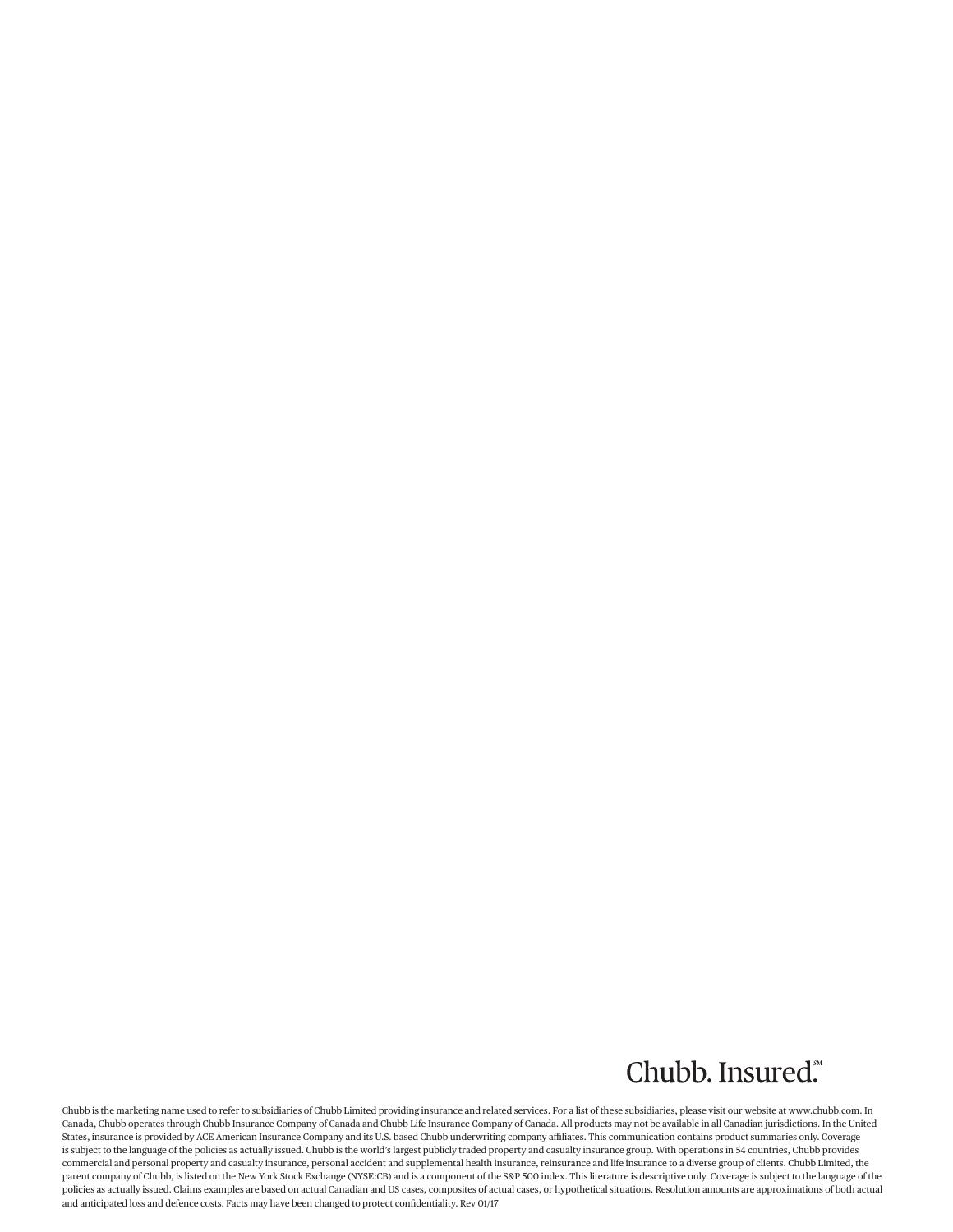Chubb. Insured.SM

Chubb is the marketing name used to refer to subsidiaries of Chubb Limited providing insurance and related services. For a list of these subsidiaries, please visit our website at www.chubb.com. In Canada, Chubb operates through Chubb Insurance Company of Canada and Chubb Life Insurance Company of Canada. All products may not be available in all Canadian jurisdictions. In the United States, insurance is provided by ACE American Insurance Company and its U.S. based Chubb underwriting company affiliates. This communication contains product summaries only. Coverage is subject to the language of the policies as actually issued. Chubb is the world's largest publicly traded property and casualty insurance group. With operations in 54 countries, Chubb provides commercial and personal property and casualty insurance, personal accident and supplemental health insurance, reinsurance and life insurance to a diverse group of clients. Chubb Limited, the parent company of Chubb, is listed on the New York Stock Exchange (NYSE:CB) and is a component of the S&P 500 index. This literature is descriptive only. Coverage is subject to the language of the policies as actually issued. Claims examples are based on actual Canadian and US cases, composites of actual cases, or hypothetical situations. Resolution amounts are approximations of both actual and anticipated loss and defence costs. Facts may have been changed to protect confidentiality. Rev 01/17